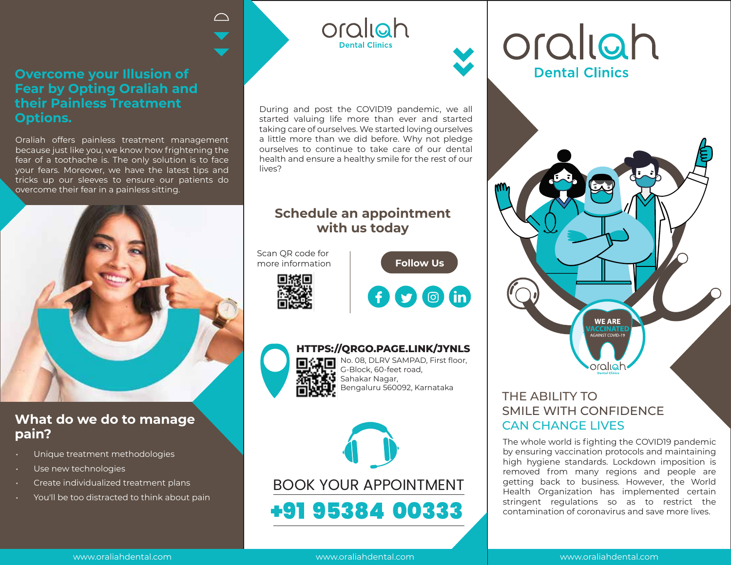## Overcome your Illusion of Fear by Opting Oraliah and their Painless Treatment Options.

Oraliah offers painless treatment management because just like you, we know how frightening the fear of a toothache is. The only solution is to face your fears. Moreover, we have the latest tips and tricks up our sleeves to ensure our patients do overcome their fear in a painless sitting.

## What do we do to manage pain?

- Unique treatment methodologies
- Use new technologies
- Create individualized treatment plans
- You'll be too distracted to think about pain

# oraliah

**Dental Clinics**

During and post the COVID19 pandemic, we all started valuing life more than ever and started taking care of ourselves. We started loving ourselves a little more than we did before. Why not pledge ourselves to continue to take care of our dental health and ensure a healthy smile for the rest of our lives?

## Schedule an appointment with us today

Scan QR code for more information

**Follow Us**

**HTTPS://QRGO.PAGE.LINK/JYNLS**

No. 08, DLRV SAMPAD, First floor,
G-Block, 60-feet road,
Sahakar Nagar,
Bengaluru 560092, Karnataka

BOOK YOUR APPOINTMENT

**+91 95384 00333**

# oraliah

**Dental Clinics**

WE ARE VACCINATED AGAINST COVID-19

## THE ABILITY TO SMILE WITH CONFIDENCE CAN CHANGE LIVES

The whole world is fighting the COVID19 pandemic by ensuring vaccination protocols and maintaining high hygiene standards. Lockdown imposition is removed from many regions and people are getting back to business. However, the World Health Organization has implemented certain stringent regulations so as to restrict the contamination of coronavirus and save more lives.

www.oraliahdental.com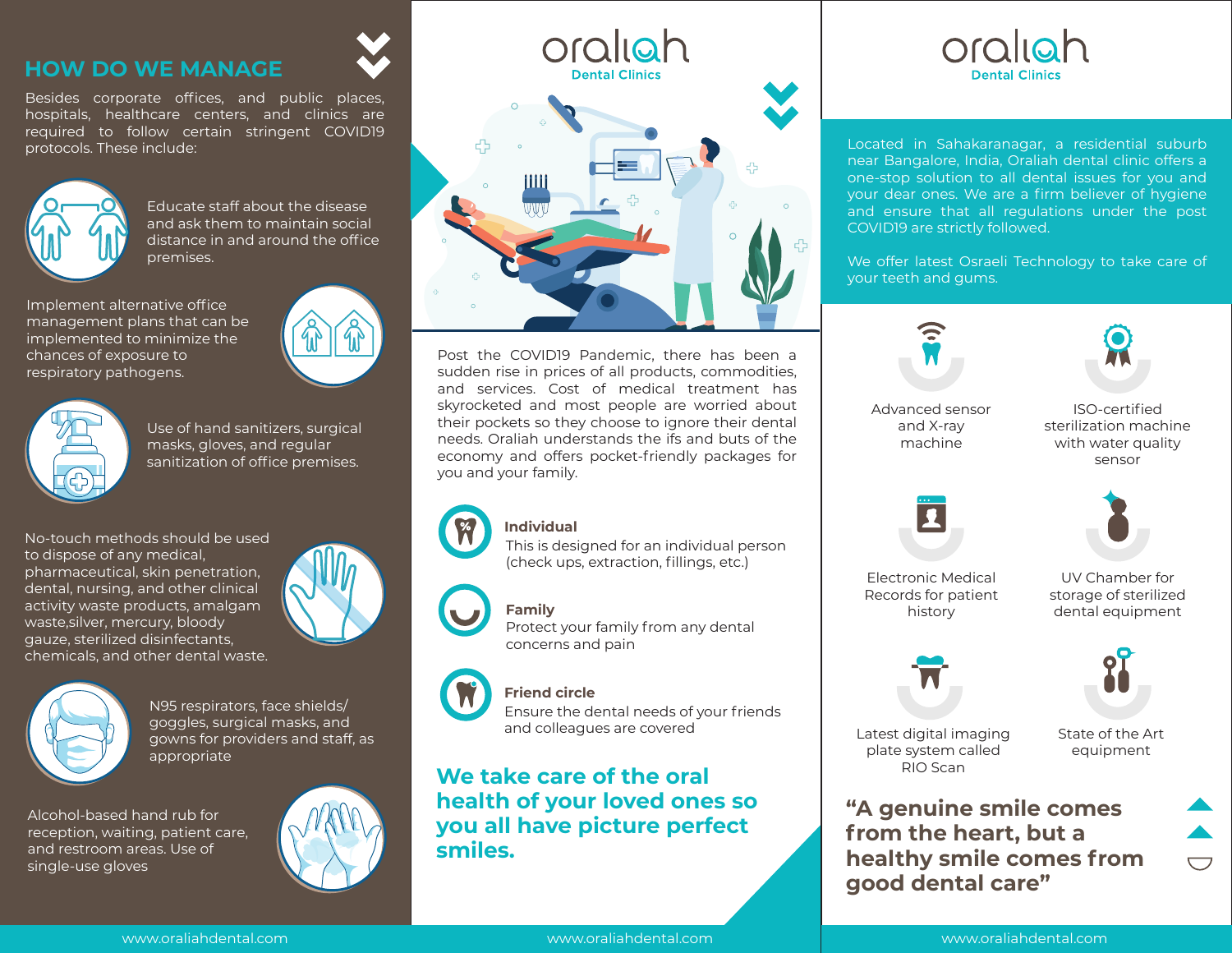## HOW DO WE MANAGE

Besides corporate offices, and public places, hospitals, healthcare centers, and clinics are required to follow certain stringent COVID19 protocols. These include:

- Educate staff about the disease and ask them to maintain social distance in and around the office premises.
- Implement alternative office management plans that can be implemented to minimize the chances of exposure to respiratory pathogens.
- Use of hand sanitizers, surgical masks, gloves, and regular sanitization of office premises.
- No-touch methods should be used to dispose of any medical, pharmaceutical, skin penetration, dental, nursing, and other clinical activity waste products, amalgam waste,silver, mercury, bloody gauze, sterilized disinfectants, chemicals, and other dental waste.
- N95 respirators, face shields/ goggles, surgical masks, and gowns for providers and staff, as appropriate
- Alcohol-based hand rub for reception, waiting, patient care, and restroom areas. Use of single-use gloves

www.oraliahdental.com

# oraliah

**Dental Clinics**

Post the COVID19 Pandemic, there has been a sudden rise in prices of all products, commodities, and services. Cost of medical treatment has skyrocketed and most people are worried about their pockets so they choose to ignore their dental needs. Oraliah understands the ifs and buts of the economy and offers pocket-friendly packages for you and your family.

**Individual**
This is designed for an individual person (check ups, extraction, fillings, etc.)

**Family**
Protect your family from any dental concerns and pain

**Friend circle**
Ensure the dental needs of your friends and colleagues are covered

## We take care of the oral health of your loved ones so you all have picture perfect smiles.

www.oraliahdental.com

# oraliah

**Dental Clinics**

Located in Sahakaranagar, a residential suburb near Bangalore, India, Oraliah dental clinic offers a one-stop solution to all dental issues for you and your dear ones. We are a firm believer of hygiene and ensure that all regulations under the post COVID19 are strictly followed.

We offer latest Osraeli Technology to take care of your teeth and gums.

- Advanced sensor and X-ray machine
- ISO-certified sterilization machine with water quality sensor
- Electronic Medical Records for patient history
- UV Chamber for storage of sterilized dental equipment
- Latest digital imaging plate system called RIO Scan
- State of the Art equipment

**“A genuine smile comes from the heart, but a healthy smile comes from good dental care”**

www.oraliahdental.com